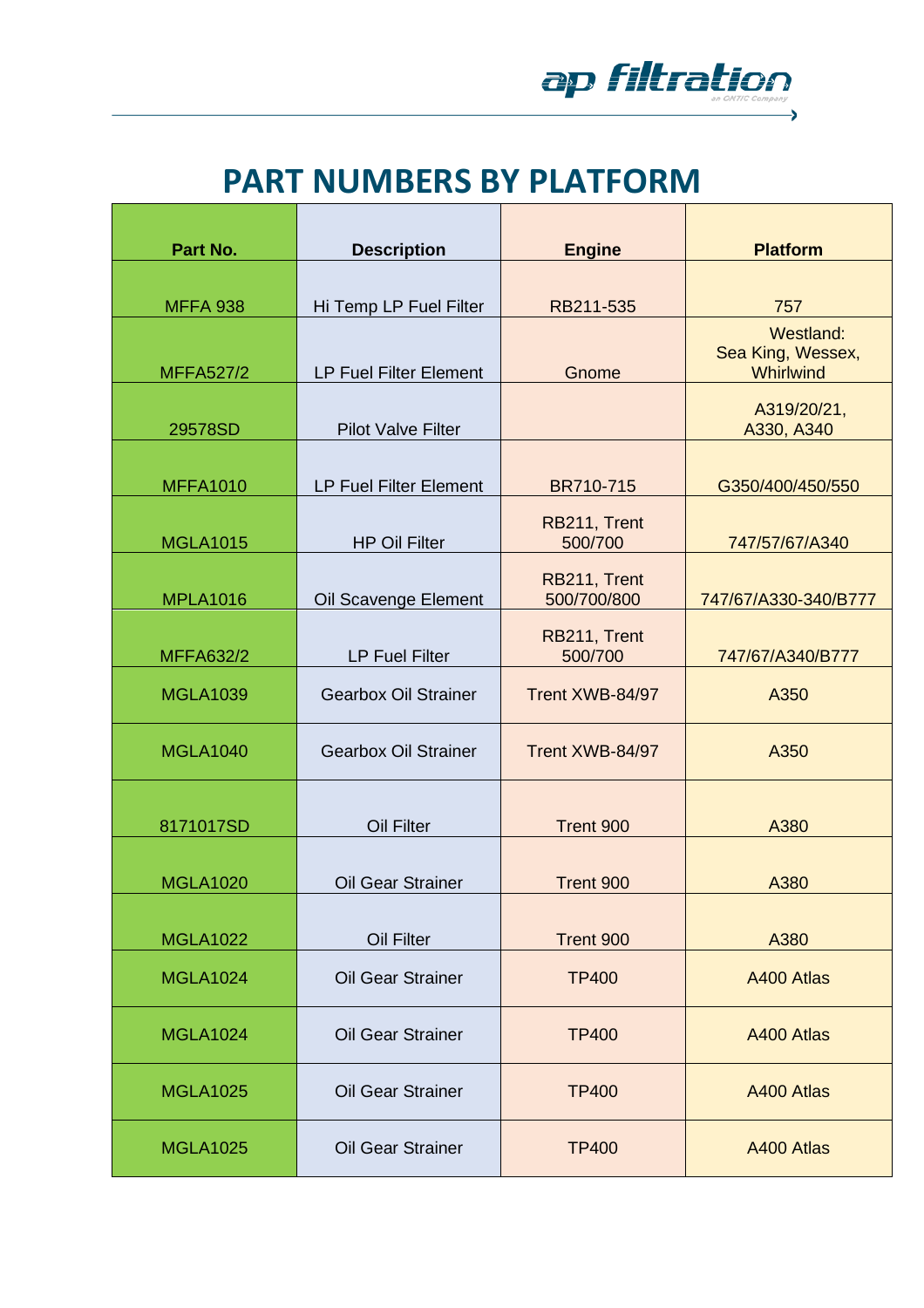# PART NUMBERS BY PLATFORM

| Part No. | Description | Engine | Platform |
|---|---|---|---|
| MFFA 938 | Hi Temp LP Fuel Filter | RB211-535 | 757 |
| MFFA527/2 | LP Fuel Filter Element | Gnome | Westland: Sea King, Wessex, Whirlwind |
| 29578SD | Pilot Valve Filter | | A319/20/21, A330, A340 |
| MFFA1010 | LP Fuel Filter Element | BR710-715 | G350/400/450/550 |
| MGLA1015 | HP Oil Filter | RB211, Trent 500/700 | 747/57/67/A340 |
| MPLA1016 | Oil Scavenge Element | RB211, Trent 500/700/800 | 747/67/A330-340/B777 |
| MFFA632/2 | LP Fuel Filter | RB211, Trent 500/700 | 747/67/A340/B777 |
| MGLA1039 | Gearbox Oil Strainer | Trent XWB-84/97 | A350 |
| MGLA1040 | Gearbox Oil Strainer | Trent XWB-84/97 | A350 |
| 8171017SD | Oil Filter | Trent 900 | A380 |
| MGLA1020 | Oil Gear Strainer | Trent 900 | A380 |
| MGLA1022 | Oil Filter | Trent 900 | A380 |
| MGLA1024 | Oil Gear Strainer | TP400 | A400 Atlas |
| MGLA1024 | Oil Gear Strainer | TP400 | A400 Atlas |
| MGLA1025 | Oil Gear Strainer | TP400 | A400 Atlas |
| MGLA1025 | Oil Gear Strainer | TP400 | A400 Atlas |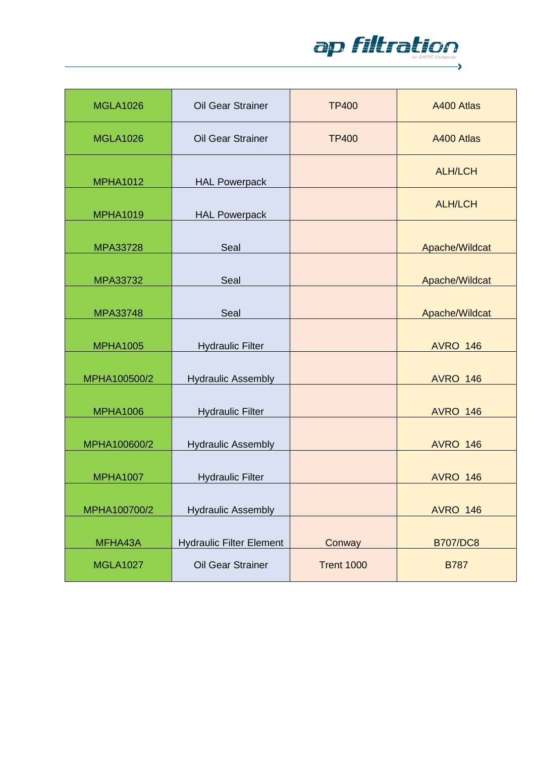| | | | |
|---|---|---|---|
| MGLA1026 | Oil Gear Strainer | TP400 | A400 Atlas |
| MGLA1026 | Oil Gear Strainer | TP400 | A400 Atlas |
| MPHA1012 | HAL Powerpack | | ALH/LCH |
| MPHA1019 | HAL Powerpack | | ALH/LCH |
| MPA33728 | Seal | | Apache/Wildcat |
| MPA33732 | Seal | | Apache/Wildcat |
| MPA33748 | Seal | | Apache/Wildcat |
| MPHA1005 | Hydraulic Filter | | AVRO 146 |
| MPHA100500/2 | Hydraulic Assembly | | AVRO 146 |
| MPHA1006 | Hydraulic Filter | | AVRO 146 |
| MPHA100600/2 | Hydraulic Assembly | | AVRO 146 |
| MPHA1007 | Hydraulic Filter | | AVRO 146 |
| MPHA100700/2 | Hydraulic Assembly | | AVRO 146 |
| MFHA43A | Hydraulic Filter Element | Conway | B707/DC8 |
| MGLA1027 | Oil Gear Strainer | Trent 1000 | B787 |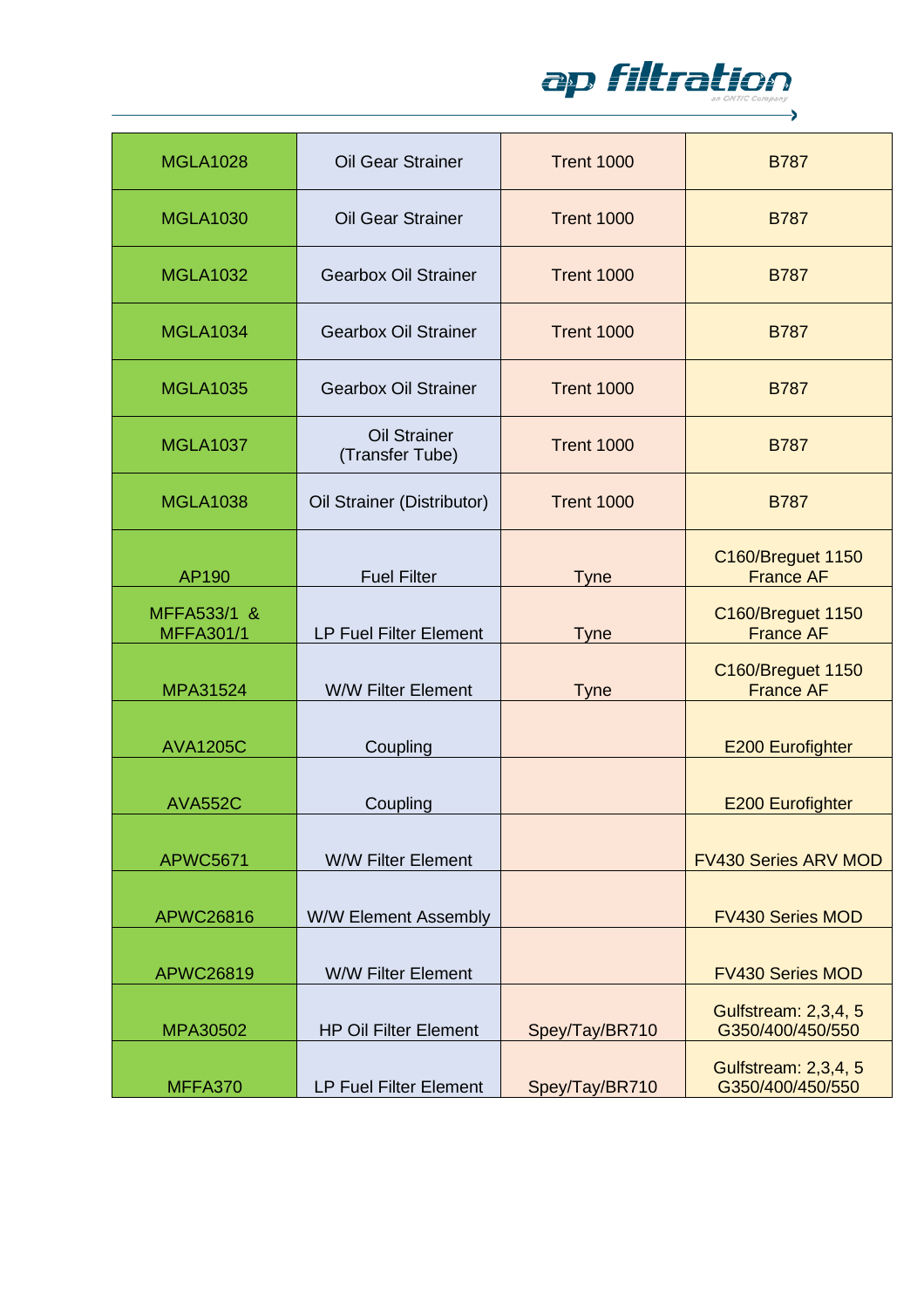| | | | |
|---|---|---|---|
| MGLA1028 | Oil Gear Strainer | Trent 1000 | B787 |
| MGLA1030 | Oil Gear Strainer | Trent 1000 | B787 |
| MGLA1032 | Gearbox Oil Strainer | Trent 1000 | B787 |
| MGLA1034 | Gearbox Oil Strainer | Trent 1000 | B787 |
| MGLA1035 | Gearbox Oil Strainer | Trent 1000 | B787 |
| MGLA1037 | Oil Strainer (Transfer Tube) | Trent 1000 | B787 |
| MGLA1038 | Oil Strainer (Distributor) | Trent 1000 | B787 |
| AP190 | Fuel Filter | Tyne | C160/Breguet 1150 France AF |
| MFFA533/1 & MFFA301/1 | LP Fuel Filter Element | Tyne | C160/Breguet 1150 France AF |
| MPA31524 | W/W Filter Element | Tyne | C160/Breguet 1150 France AF |
| AVA1205C | Coupling | | E200 Eurofighter |
| AVA552C | Coupling | | E200 Eurofighter |
| APWC5671 | W/W Filter Element | | FV430 Series ARV MOD |
| APWC26816 | W/W Element Assembly | | FV430 Series MOD |
| APWC26819 | W/W Filter Element | | FV430 Series MOD |
| MPA30502 | HP Oil Filter Element | Spey/Tay/BR710 | Gulfstream: 2,3,4, 5 G350/400/450/550 |
| MFFA370 | LP Fuel Filter Element | Spey/Tay/BR710 | Gulfstream: 2,3,4, 5 G350/400/450/550 |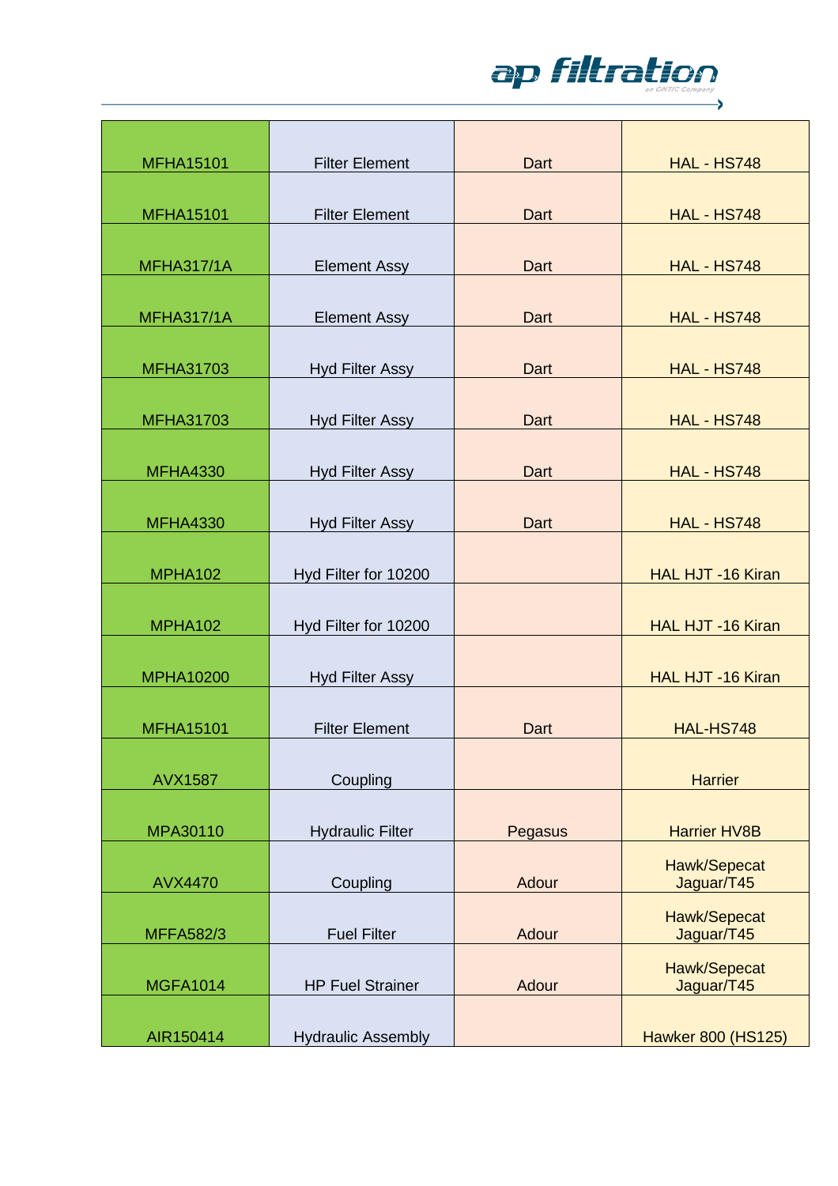| | | | |
|---|---|---|---|
| MFHA15101 | Filter Element | Dart | HAL - HS748 |
| MFHA15101 | Filter Element | Dart | HAL - HS748 |
| MFHA317/1A | Element Assy | Dart | HAL - HS748 |
| MFHA317/1A | Element Assy | Dart | HAL - HS748 |
| MFHA31703 | Hyd Filter Assy | Dart | HAL - HS748 |
| MFHA31703 | Hyd Filter Assy | Dart | HAL - HS748 |
| MFHA4330 | Hyd Filter Assy | Dart | HAL - HS748 |
| MFHA4330 | Hyd Filter Assy | Dart | HAL - HS748 |
| MPHA102 | Hyd Filter for 10200 | | HAL HJT -16 Kiran |
| MPHA102 | Hyd Filter for 10200 | | HAL HJT -16 Kiran |
| MPHA10200 | Hyd Filter Assy | | HAL HJT -16 Kiran |
| MFHA15101 | Filter Element | Dart | HAL-HS748 |
| AVX1587 | Coupling | | Harrier |
| MPA30110 | Hydraulic Filter | Pegasus | Harrier HV8B |
| AVX4470 | Coupling | Adour | Hawk/Sepecat Jaguar/T45 |
| MFFA582/3 | Fuel Filter | Adour | Hawk/Sepecat Jaguar/T45 |
| MGFA1014 | HP Fuel Strainer | Adour | Hawk/Sepecat Jaguar/T45 |
| AIR150414 | Hydraulic Assembly | | Hawker 800 (HS125) |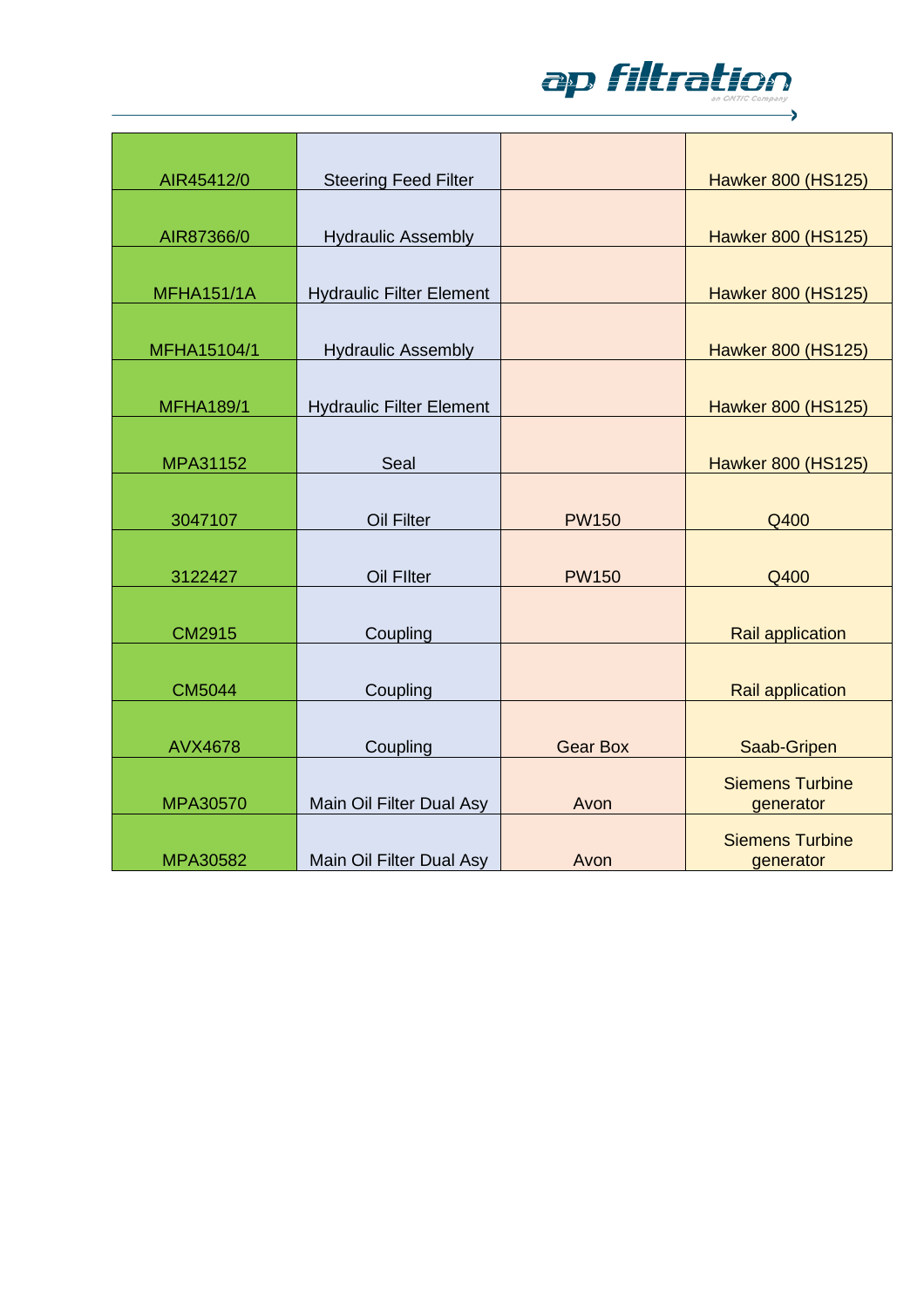| | | | |
|---|---|---|---|
| AIR45412/0 | Steering Feed Filter | | Hawker 800 (HS125) |
| AIR87366/0 | Hydraulic Assembly | | Hawker 800 (HS125) |
| MFHA151/1A | Hydraulic Filter Element | | Hawker 800 (HS125) |
| MFHA15104/1 | Hydraulic Assembly | | Hawker 800 (HS125) |
| MFHA189/1 | Hydraulic Filter Element | | Hawker 800 (HS125) |
| MPA31152 | Seal | | Hawker 800 (HS125) |
| 3047107 | Oil Filter | PW150 | Q400 |
| 3122427 | Oil FIlter | PW150 | Q400 |
| CM2915 | Coupling | | Rail application |
| CM5044 | Coupling | | Rail application |
| AVX4678 | Coupling | Gear Box | Saab-Gripen |
| MPA30570 | Main Oil Filter Dual Asy | Avon | Siemens Turbine generator |
| MPA30582 | Main Oil Filter Dual Asy | Avon | Siemens Turbine generator |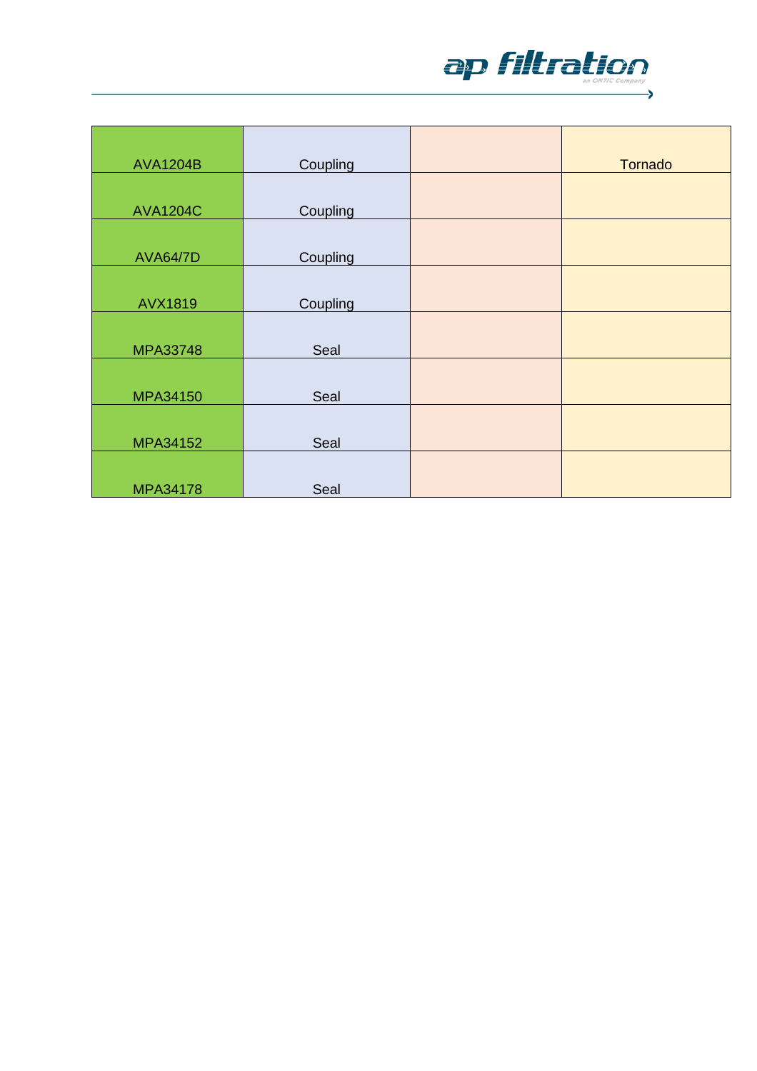| | | | |
|---|---|---|---|
| AVA1204B | Coupling | | Tornado |
| AVA1204C | Coupling | | |
| AVA64/7D | Coupling | | |
| AVX1819 | Coupling | | |
| MPA33748 | Seal | | |
| MPA34150 | Seal | | |
| MPA34152 | Seal | | |
| MPA34178 | Seal | | |